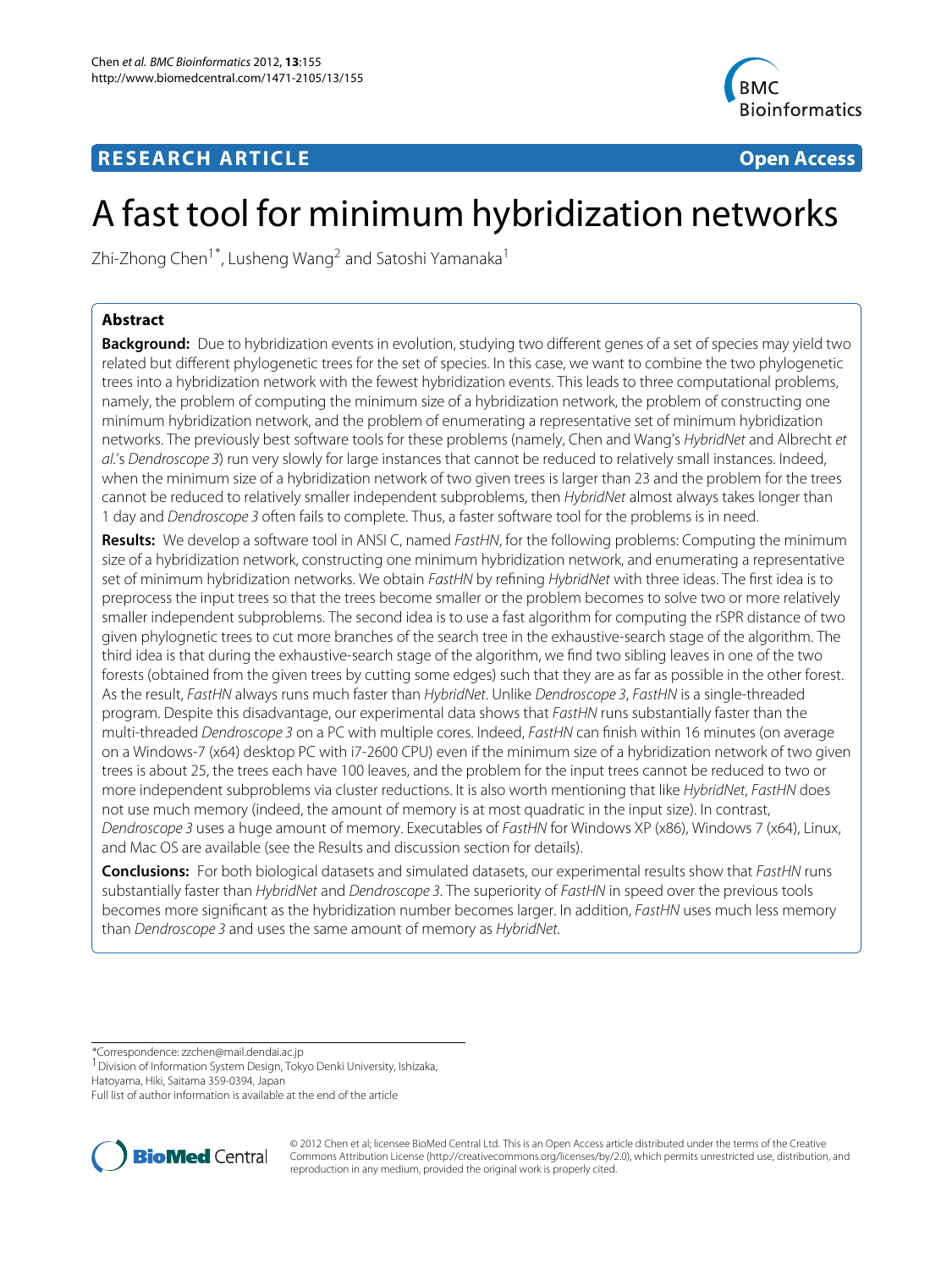**RESEARCH ARTICLE** **Open Access**

# A fast tool for minimum hybridization networks

Zhi-Zhong Chen[1*], Lusheng Wang[2] and Satoshi Yamanaka[1]

## Abstract

**Background:** Due to hybridization events in evolution, studying two different genes of a set of species may yield two related but different phylogenetic trees for the set of species. In this case, we want to combine the two phylogenetic trees into a hybridization network with the fewest hybridization events. This leads to three computational problems, namely, the problem of computing the minimum size of a hybridization network, the problem of constructing one minimum hybridization network, and the problem of enumerating a representative set of minimum hybridization networks. The previously best software tools for these problems (namely, Chen and Wang's *HybridNet* and Albrecht *et al.*'s *Dendroscope 3*) run very slowly for large instances that cannot be reduced to relatively small instances. Indeed, when the minimum size of a hybridization network of two given trees is larger than 23 and the problem for the trees cannot be reduced to relatively smaller independent subproblems, then *HybridNet* almost always takes longer than 1 day and *Dendroscope 3* often fails to complete. Thus, a faster software tool for the problems is in need.

**Results:** We develop a software tool in ANSI C, named *FastHN*, for the following problems: Computing the minimum size of a hybridization network, constructing one minimum hybridization network, and enumerating a representative set of minimum hybridization networks. We obtain *FastHN* by refining *HybridNet* with three ideas. The first idea is to preprocess the input trees so that the trees become smaller or the problem becomes to solve two or more relatively smaller independent subproblems. The second idea is to use a fast algorithm for computing the rSPR distance of two given phylognetic trees to cut more branches of the search tree in the exhaustive-search stage of the algorithm. The third idea is that during the exhaustive-search stage of the algorithm, we find two sibling leaves in one of the two forests (obtained from the given trees by cutting some edges) such that they are as far as possible in the other forest. As the result, *FastHN* always runs much faster than *HybridNet*. Unlike *Dendroscope 3*, *FastHN* is a single-threaded program. Despite this disadvantage, our experimental data shows that *FastHN* runs substantially faster than the multi-threaded *Dendroscope 3* on a PC with multiple cores. Indeed, *FastHN* can finish within 16 minutes (on average on a Windows-7 (x64) desktop PC with i7-2600 CPU) even if the minimum size of a hybridization network of two given trees is about 25, the trees each have 100 leaves, and the problem for the input trees cannot be reduced to two or more independent subproblems via cluster reductions. It is also worth mentioning that like *HybridNet*, *FastHN* does not use much memory (indeed, the amount of memory is at most quadratic in the input size). In contrast, *Dendroscope 3* uses a huge amount of memory. Executables of *FastHN* for Windows XP (x86), Windows 7 (x64), Linux, and Mac OS are available (see the Results and discussion section for details).

**Conclusions:** For both biological datasets and simulated datasets, our experimental results show that *FastHN* runs substantially faster than *HybridNet* and *Dendroscope 3*. The superiority of *FastHN* in speed over the previous tools becomes more significant as the hybridization number becomes larger. In addition, *FastHN* uses much less memory than *Dendroscope 3* and uses the same amount of memory as *HybridNet*.

*Correspondence: zzchen@mail.dendai.ac.jp
[1] Division of Information System Design, Tokyo Denki University, Ishizaka, Hatoyama, Hiki, Saitama 359-0394, Japan
Full list of author information is available at the end of the article

© 2012 Chen et al; licensee BioMed Central Ltd. This is an Open Access article distributed under the terms of the Creative Commons Attribution License (http://creativecommons.org/licenses/by/2.0), which permits unrestricted use, distribution, and reproduction in any medium, provided the original work is properly cited.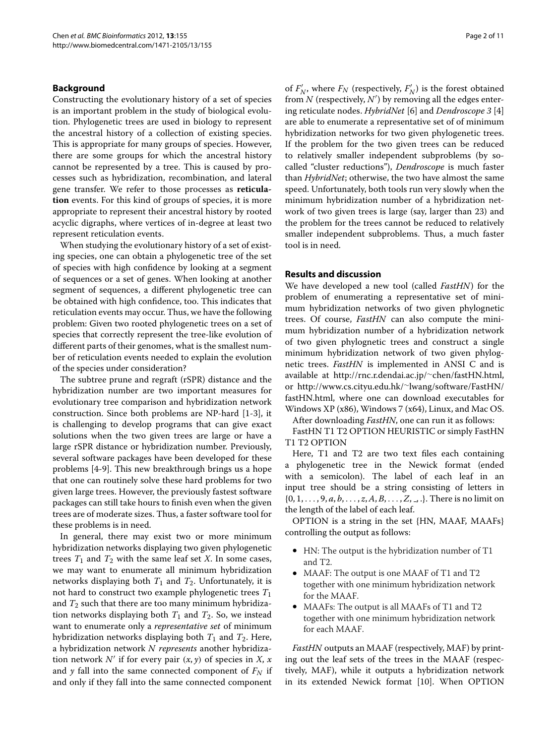## Background

Constructing the evolutionary history of a set of species is an important problem in the study of biological evolution. Phylogenetic trees are used in biology to represent the ancestral history of a collection of existing species. This is appropriate for many groups of species. However, there are some groups for which the ancestral history cannot be represented by a tree. This is caused by processes such as hybridization, recombination, and lateral gene transfer. We refer to those processes as **reticulation** events. For this kind of groups of species, it is more appropriate to represent their ancestral history by rooted acyclic digraphs, where vertices of in-degree at least two represent reticulation events.

When studying the evolutionary history of a set of existing species, one can obtain a phylogenetic tree of the set of species with high confidence by looking at a segment of sequences or a set of genes. When looking at another segment of sequences, a different phylogenetic tree can be obtained with high confidence, too. This indicates that reticulation events may occur. Thus, we have the following problem: Given two rooted phylogenetic trees on a set of species that correctly represent the tree-like evolution of different parts of their genomes, what is the smallest number of reticulation events needed to explain the evolution of the species under consideration?

The subtree prune and regraft (rSPR) distance and the hybridization number are two important measures for evolutionary tree comparison and hybridization network construction. Since both problems are NP-hard [1-3], it is challenging to develop programs that can give exact solutions when the two given trees are large or have a large rSPR distance or hybridization number. Previously, several software packages have been developed for these problems [4-9]. This new breakthrough brings us a hope that one can routinely solve these hard problems for two given large trees. However, the previously fastest software packages can still take hours to finish even when the given trees are of moderate sizes. Thus, a faster software tool for these problems is in need.

In general, there may exist two or more minimum hybridization networks displaying two given phylogenetic trees $T_1$ and $T_2$ with the same leaf set $X$. In some cases, we may want to enumerate all minimum hybridization networks displaying both $T_1$ and $T_2$. Unfortunately, it is not hard to construct two example phylogenetic trees $T_1$ and $T_2$ such that there are too many minimum hybridization networks displaying both $T_1$ and $T_2$. So, we instead want to enumerate only a *representative set* of minimum hybridization networks displaying both $T_1$ and $T_2$. Here, a hybridization network $N$ *represents* another hybridization network $N'$ if for every pair $(x, y)$ of species in $X$, $x$ and $y$ fall into the same connected component of $F_N$ if and only if they fall into the same connected component of $F'_N$, where $F_N$ (respectively, $F'_N$) is the forest obtained from $N$ (respectively, $N'$) by removing all the edges entering reticulate nodes. *HybridNet* [6] and *Dendroscope 3* [4] are able to enumerate a representative set of of minimum hybridization networks for two given phylogenetic trees. If the problem for the two given trees can be reduced to relatively smaller independent subproblems (by so-called "cluster reductions"), *Dendroscope* is much faster than *HybridNet*; otherwise, the two have almost the same speed. Unfortunately, both tools run very slowly when the minimum hybridization number of a hybridization network of two given trees is large (say, larger than 23) and the problem for the trees cannot be reduced to relatively smaller independent subproblems. Thus, a much faster tool is in need.

## Results and discussion

We have developed a new tool (called *FastHN*) for the problem of enumerating a representative set of minimum hybridization networks of two given phylognetic trees. Of course, *FastHN* can also compute the minimum hybridization number of a hybridization network of two given phylognetic trees and construct a single minimum hybridization network of two given phylognetic trees. *FastHN* is implemented in ANSI C and is available at http://rnc.r.dendai.ac.jp/~chen/fastHN.html, or http://www.cs.cityu.edu.hk/~lwang/software/FastHN/fastHN.html, where one can download executables for Windows XP (x86), Windows 7 (x64), Linux, and Mac OS.

After downloading *FastHN*, one can run it as follows:

FastHN T1 T2 OPTION HEURISTIC or simply FastHN T1 T2 OPTION

Here, T1 and T2 are two text files each containing a phylogenetic tree in the Newick format (ended with a semicolon). The label of each leaf in an input tree should be a string consisting of letters in $\{0, 1, \ldots, 9, a, b, \ldots, z, A, B, \ldots, Z, \_, .\}$. There is no limit on the length of the label of each leaf.

OPTION is a string in the set {HN, MAAF, MAAFs} controlling the output as follows:

- HN: The output is the hybridization number of T1 and T2.
- MAAF: The output is one MAAF of T1 and T2 together with one minimum hybridization network for the MAAF.
- MAAFs: The output is all MAAFs of T1 and T2 together with one minimum hybridization network for each MAAF.

*FastHN* outputs an MAAF (respectively, MAF) by printing out the leaf sets of the trees in the MAAF (respectively, MAF), while it outputs a hybridization network in its extended Newick format [10]. When OPTION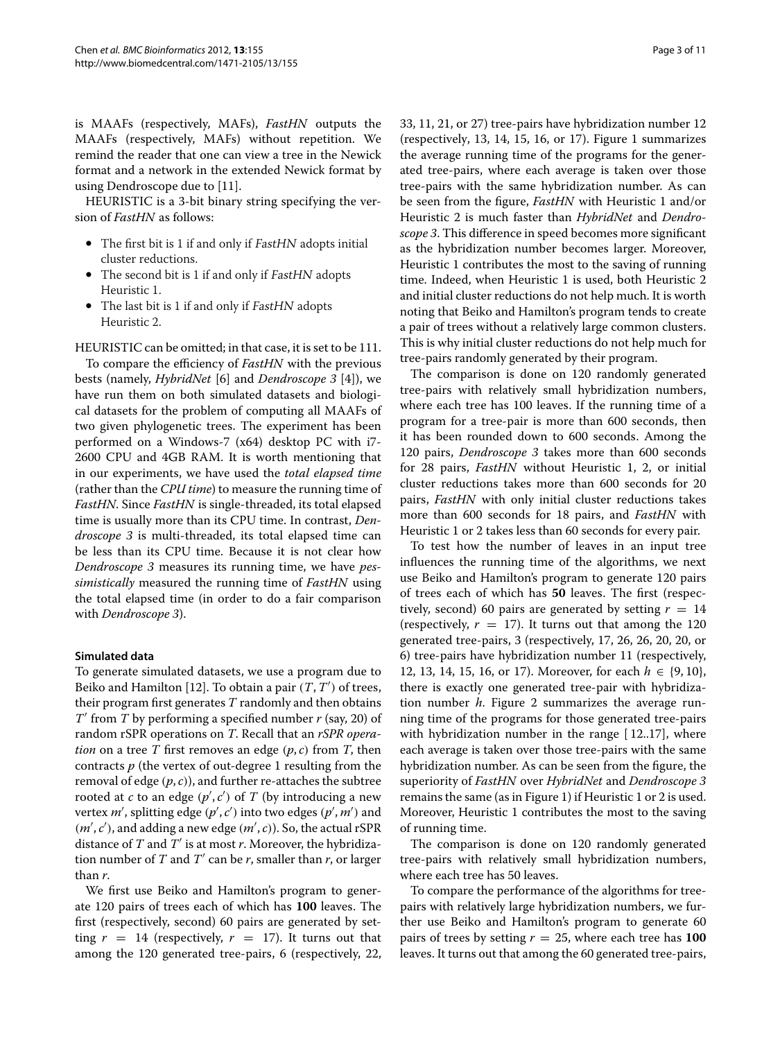is MAAFs (respectively, MAFs), *FastHN* outputs the MAAFs (respectively, MAFs) without repetition. We remind the reader that one can view a tree in the Newick format and a network in the extended Newick format by using Dendroscope due to [11].

HEURISTIC is a 3-bit binary string specifying the version of *FastHN* as follows:

- The first bit is 1 if and only if *FastHN* adopts initial cluster reductions.
- The second bit is 1 if and only if *FastHN* adopts Heuristic 1.
- The last bit is 1 if and only if *FastHN* adopts Heuristic 2.

HEURISTIC can be omitted; in that case, it is set to be 111.

To compare the efficiency of *FastHN* with the previous bests (namely, *HybridNet* [6] and *Dendroscope 3* [4]), we have run them on both simulated datasets and biological datasets for the problem of computing all MAAFs of two given phylogenetic trees. The experiment has been performed on a Windows-7 (x64) desktop PC with i7-2600 CPU and 4GB RAM. It is worth mentioning that in our experiments, we have used the *total elapsed time* (rather than the *CPU time*) to measure the running time of *FastHN*. Since *FastHN* is single-threaded, its total elapsed time is usually more than its CPU time. In contrast, *Dendroscope 3* is multi-threaded, its total elapsed time can be less than its CPU time. Because it is not clear how *Dendroscope 3* measures its running time, we have *pessimistically* measured the running time of *FastHN* using the total elapsed time (in order to do a fair comparison with *Dendroscope 3*).

### Simulated data

To generate simulated datasets, we use a program due to Beiko and Hamilton [12]. To obtain a pair $(T, T')$ of trees, their program first generates $T$ randomly and then obtains $T'$ from $T$ by performing a specified number $r$ (say, 20) of random rSPR operations on $T$. Recall that an *rSPR operation* on a tree $T$ first removes an edge $(p, c)$ from $T$, then contracts $p$ (the vertex of out-degree 1 resulting from the removal of edge $(p, c)$), and further re-attaches the subtree rooted at $c$ to an edge $(p', c')$ of $T$ (by introducing a new vertex $m'$, splitting edge $(p', c')$ into two edges $(p', m')$ and $(m', c')$, and adding a new edge $(m', c)$). So, the actual rSPR distance of $T$ and $T'$ is at most $r$. Moreover, the hybridization number of $T$ and $T'$ can be $r$, smaller than $r$, or larger than $r$.

We first use Beiko and Hamilton's program to generate 120 pairs of trees each of which has **100** leaves. The first (respectively, second) 60 pairs are generated by setting $r = 14$ (respectively, $r = 17$). It turns out that among the 120 generated tree-pairs, 6 (respectively, 22, 33, 11, 21, or 27) tree-pairs have hybridization number 12 (respectively, 13, 14, 15, 16, or 17). Figure 1 summarizes the average running time of the programs for the generated tree-pairs, where each average is taken over those tree-pairs with the same hybridization number. As can be seen from the figure, *FastHN* with Heuristic 1 and/or Heuristic 2 is much faster than *HybridNet* and *Dendroscope 3*. This difference in speed becomes more significant as the hybridization number becomes larger. Moreover, Heuristic 1 contributes the most to the saving of running time. Indeed, when Heuristic 1 is used, both Heuristic 2 and initial cluster reductions do not help much. It is worth noting that Beiko and Hamilton's program tends to create a pair of trees without a relatively large common clusters. This is why initial cluster reductions do not help much for tree-pairs randomly generated by their program.

The comparison is done on 120 randomly generated tree-pairs with relatively small hybridization numbers, where each tree has 100 leaves. If the running time of a program for a tree-pair is more than 600 seconds, then it has been rounded down to 600 seconds. Among the 120 pairs, *Dendroscope 3* takes more than 600 seconds for 28 pairs, *FastHN* without Heuristic 1, 2, or initial cluster reductions takes more than 600 seconds for 20 pairs, *FastHN* with only initial cluster reductions takes more than 600 seconds for 18 pairs, and *FastHN* with Heuristic 1 or 2 takes less than 60 seconds for every pair.

To test how the number of leaves in an input tree influences the running time of the algorithms, we next use Beiko and Hamilton's program to generate 120 pairs of trees each of which has **50** leaves. The first (respectively, second) 60 pairs are generated by setting $r = 14$ (respectively, $r = 17$). It turns out that among the 120 generated tree-pairs, 3 (respectively, 17, 26, 26, 20, 20, or 6) tree-pairs have hybridization number 11 (respectively, 12, 13, 14, 15, 16, or 17). Moreover, for each $h \in \{9, 10\}$, there is exactly one generated tree-pair with hybridization number $h$. Figure 2 summarizes the average running time of the programs for those generated tree-pairs with hybridization number in the range $[12..17]$, where each average is taken over those tree-pairs with the same hybridization number. As can be seen from the figure, the superiority of *FastHN* over *HybridNet* and *Dendroscope 3* remains the same (as in Figure 1) if Heuristic 1 or 2 is used. Moreover, Heuristic 1 contributes the most to the saving of running time.

The comparison is done on 120 randomly generated tree-pairs with relatively small hybridization numbers, where each tree has 50 leaves.

To compare the performance of the algorithms for tree-pairs with relatively large hybridization numbers, we further use Beiko and Hamilton's program to generate 60 pairs of trees by setting $r = 25$, where each tree has **100** leaves. It turns out that among the 60 generated tree-pairs,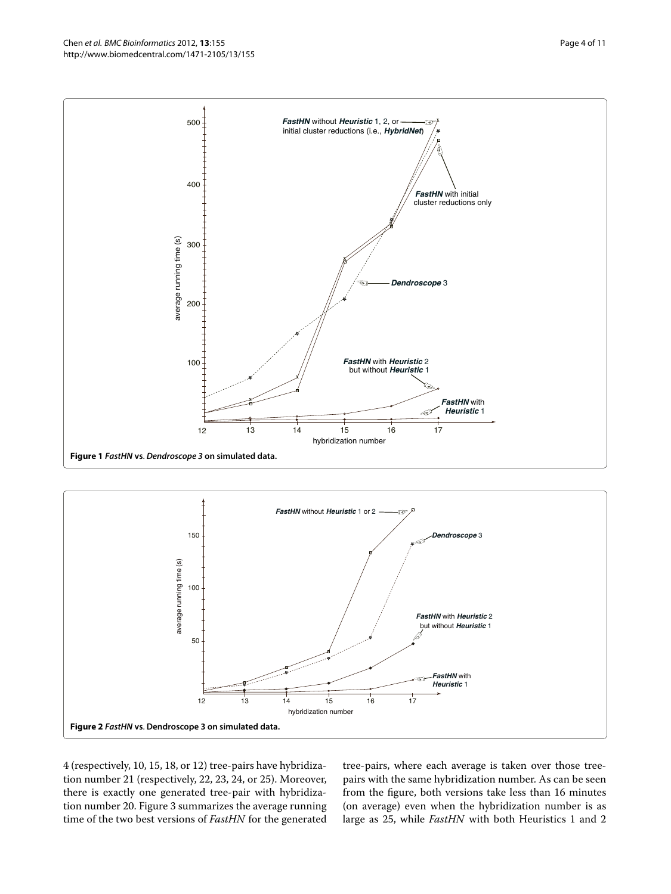**Figure 1** *FastHN* **vs.** *Dendroscope 3* **on simulated data.**

**Figure 2** *FastHN* **vs. Dendroscope 3 on simulated data.**

4 (respectively, 10, 15, 18, or 12) tree-pairs have hybridization number 21 (respectively, 22, 23, 24, or 25). Moreover, there is exactly one generated tree-pair with hybridization number 20. Figure 3 summarizes the average running time of the two best versions of *FastHN* for the generated tree-pairs, where each average is taken over those tree-pairs with the same hybridization number. As can be seen from the figure, both versions take less than 16 minutes (on average) even when the hybridization number is as large as 25, while *FastHN* with both Heuristics 1 and 2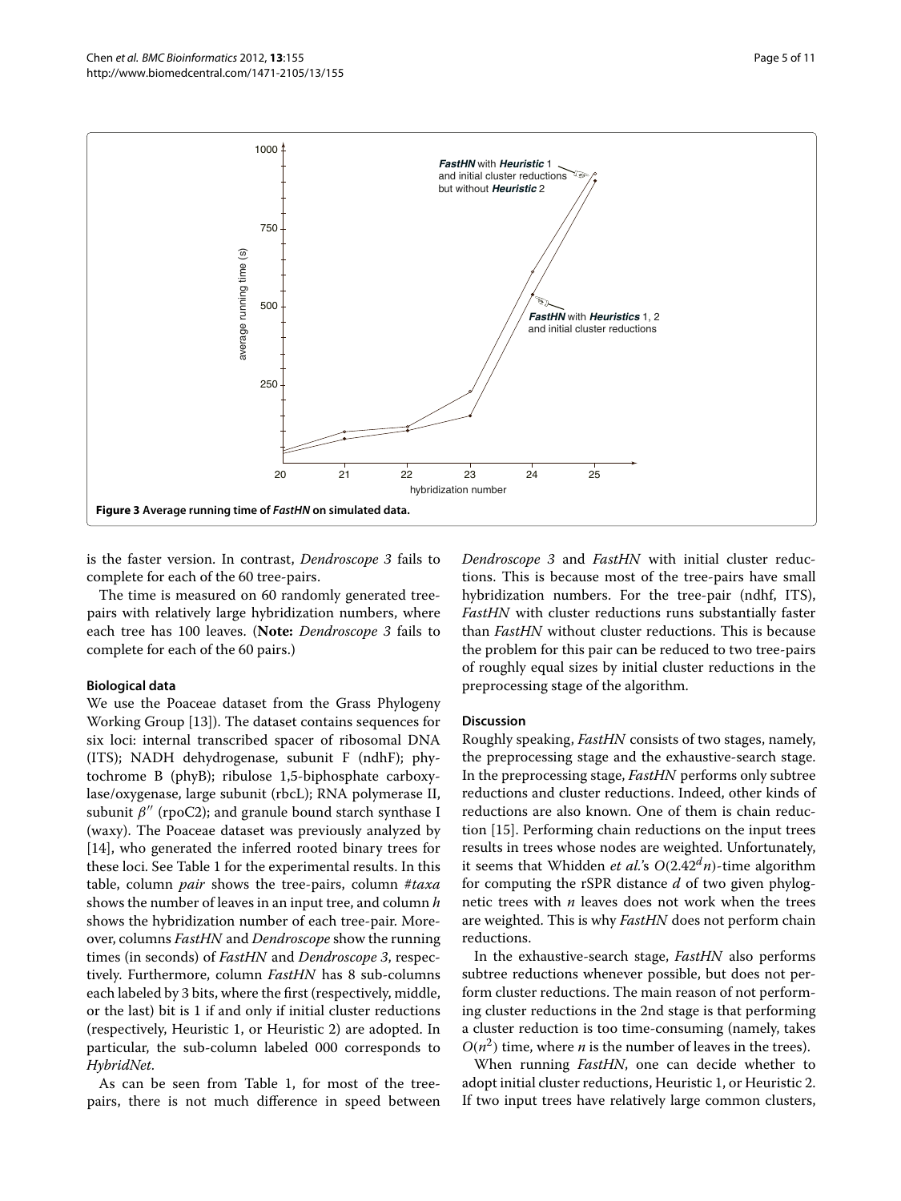Figure 3 Average running time of *FastHN* on simulated data.

is the faster version. In contrast, *Dendroscope 3* fails to complete for each of the 60 tree-pairs.

The time is measured on 60 randomly generated tree-pairs with relatively large hybridization numbers, where each tree has 100 leaves. (**Note:** *Dendroscope 3* fails to complete for each of the 60 pairs.)

#### Biological data

We use the Poaceae dataset from the Grass Phylogeny Working Group [13]). The dataset contains sequences for six loci: internal transcribed spacer of ribosomal DNA (ITS); NADH dehydrogenase, subunit F (ndhF); phytochrome B (phyB); ribulose 1,5-biphosphate carboxylase/oxygenase, large subunit (rbcL); RNA polymerase II, subunit $\beta''$ (rpoC2); and granule bound starch synthase I (waxy). The Poaceae dataset was previously analyzed by [14], who generated the inferred rooted binary trees for these loci. See Table 1 for the experimental results. In this table, column *pair* shows the tree-pairs, column *#taxa* shows the number of leaves in an input tree, and column $h$ shows the hybridization number of each tree-pair. Moreover, columns *FastHN* and *Dendroscope* show the running times (in seconds) of *FastHN* and *Dendroscope 3*, respectively. Furthermore, column *FastHN* has 8 sub-columns each labeled by 3 bits, where the first (respectively, middle, or the last) bit is 1 if and only if initial cluster reductions (respectively, Heuristic 1, or Heuristic 2) are adopted. In particular, the sub-column labeled 000 corresponds to *HybridNet*.

As can be seen from Table 1, for most of the tree-pairs, there is not much difference in speed between *Dendroscope 3* and *FastHN* with initial cluster reductions. This is because most of the tree-pairs have small hybridization numbers. For the tree-pair (ndhf, ITS), *FastHN* with cluster reductions runs substantially faster than *FastHN* without cluster reductions. This is because the problem for this pair can be reduced to two tree-pairs of roughly equal sizes by initial cluster reductions in the preprocessing stage of the algorithm.

#### Discussion

Roughly speaking, *FastHN* consists of two stages, namely, the preprocessing stage and the exhaustive-search stage. In the preprocessing stage, *FastHN* performs only subtree reductions and cluster reductions. Indeed, other kinds of reductions are also known. One of them is chain reduction [15]. Performing chain reductions on the input trees results in trees whose nodes are weighted. Unfortunately, it seems that Whidden *et al.*'s $O(2.42^d n)$-time algorithm for computing the rSPR distance $d$ of two given phylognetic trees with $n$ leaves does not work when the trees are weighted. This is why *FastHN* does not perform chain reductions.

In the exhaustive-search stage, *FastHN* also performs subtree reductions whenever possible, but does not perform cluster reductions. The main reason of not performing cluster reductions in the 2nd stage is that performing a cluster reduction is too time-consuming (namely, takes $O(n^2)$ time, where $n$ is the number of leaves in the trees).

When running *FastHN*, one can decide whether to adopt initial cluster reductions, Heuristic 1, or Heuristic 2. If two input trees have relatively large common clusters,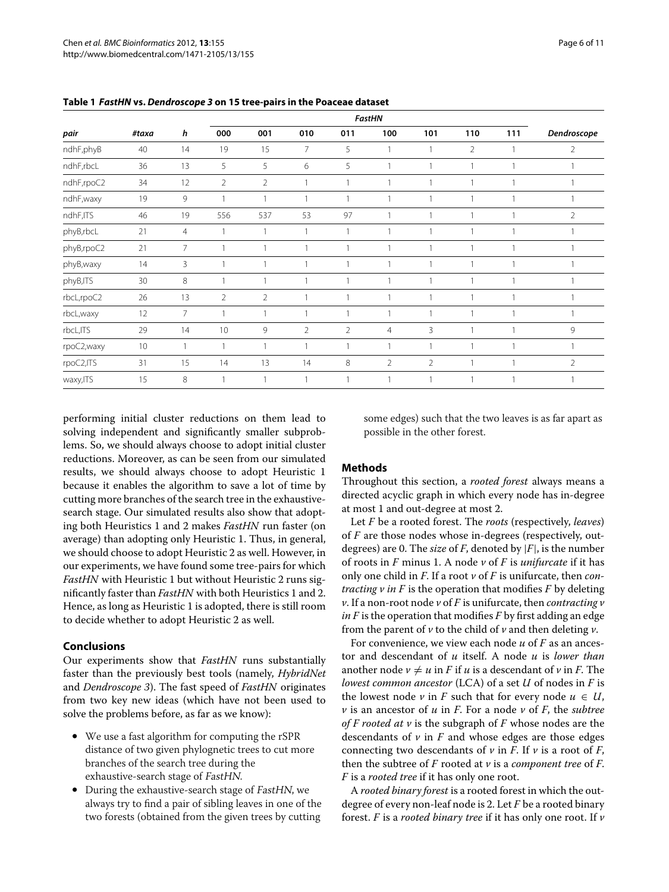**Table 1 *FastHN* vs. *Dendroscope 3* on 15 tree-pairs in the Poaceae dataset**

| *pair* | *#taxa* | *h* | *FastHN* | | | | | | | | *Dendroscope* |
|---|---|---|---|---|---|---|---|---|---|---|---|
| | | | 000 | 001 | 010 | 011 | 100 | 101 | 110 | 111 | |
| ndhF,phyB | 40 | 14 | 19 | 15 | 7 | 5 | 1 | 1 | 2 | 1 | 2 |
| ndhF,rbcL | 36 | 13 | 5 | 5 | 6 | 5 | 1 | 1 | 1 | 1 | 1 |
| ndhF,rpoC2 | 34 | 12 | 2 | 2 | 1 | 1 | 1 | 1 | 1 | 1 | 1 |
| ndhF,waxy | 19 | 9 | 1 | 1 | 1 | 1 | 1 | 1 | 1 | 1 | 1 |
| ndhF,ITS | 46 | 19 | 556 | 537 | 53 | 97 | 1 | 1 | 1 | 1 | 2 |
| phyB,rbcL | 21 | 4 | 1 | 1 | 1 | 1 | 1 | 1 | 1 | 1 | 1 |
| phyB,rpoC2 | 21 | 7 | 1 | 1 | 1 | 1 | 1 | 1 | 1 | 1 | 1 |
| phyB,waxy | 14 | 3 | 1 | 1 | 1 | 1 | 1 | 1 | 1 | 1 | 1 |
| phyB,ITS | 30 | 8 | 1 | 1 | 1 | 1 | 1 | 1 | 1 | 1 | 1 |
| rbcL,rpoC2 | 26 | 13 | 2 | 2 | 1 | 1 | 1 | 1 | 1 | 1 | 1 |
| rbcL,waxy | 12 | 7 | 1 | 1 | 1 | 1 | 1 | 1 | 1 | 1 | 1 |
| rbcL,ITS | 29 | 14 | 10 | 9 | 2 | 2 | 4 | 3 | 1 | 1 | 9 |
| rpoC2,waxy | 10 | 1 | 1 | 1 | 1 | 1 | 1 | 1 | 1 | 1 | 1 |
| rpoC2,ITS | 31 | 15 | 14 | 13 | 14 | 8 | 2 | 2 | 1 | 1 | 2 |
| waxy,ITS | 15 | 8 | 1 | 1 | 1 | 1 | 1 | 1 | 1 | 1 | 1 |

performing initial cluster reductions on them lead to solving independent and significantly smaller subproblems. So, we should always choose to adopt initial cluster reductions. Moreover, as can be seen from our simulated results, we should always choose to adopt Heuristic 1 because it enables the algorithm to save a lot of time by cutting more branches of the search tree in the exhaustive-search stage. Our simulated results also show that adopting both Heuristics 1 and 2 makes *FastHN* run faster (on average) than adopting only Heuristic 1. Thus, in general, we should choose to adopt Heuristic 2 as well. However, in our experiments, we have found some tree-pairs for which *FastHN* with Heuristic 1 but without Heuristic 2 runs significantly faster than *FastHN* with both Heuristics 1 and 2. Hence, as long as Heuristic 1 is adopted, there is still room to decide whether to adopt Heuristic 2 as well.

## Conclusions

Our experiments show that *FastHN* runs substantially faster than the previously best tools (namely, *HybridNet* and *Dendroscope 3*). The fast speed of *FastHN* originates from two key new ideas (which have not been used to solve the problems before, as far as we know):

- We use a fast algorithm for computing the rSPR distance of two given phylognetic trees to cut more branches of the search tree during the exhaustive-search stage of *FastHN*.
- During the exhaustive-search stage of *FastHN*, we always try to find a pair of sibling leaves in one of the two forests (obtained from the given trees by cutting some edges) such that the two leaves is as far apart as possible in the other forest.

## Methods

Throughout this section, a *rooted forest* always means a directed acyclic graph in which every node has in-degree at most 1 and out-degree at most 2.

Let $F$ be a rooted forest. The *roots* (respectively, *leaves*) of $F$ are those nodes whose in-degrees (respectively, out-degrees) are 0. The *size* of $F$, denoted by $|F|$, is the number of roots in $F$ minus 1. A node $v$ of $F$ is *unifurcate* if it has only one child in $F$. If a root $v$ of $F$ is unifurcate, then *contracting $v$ in $F$* is the operation that modifies $F$ by deleting $v$. If a non-root node $v$ of $F$ is unifurcate, then *contracting $v$ in $F$* is the operation that modifies $F$ by first adding an edge from the parent of $v$ to the child of $v$ and then deleting $v$.

For convenience, we view each node $u$ of $F$ as an ancestor and descendant of $u$ itself. A node $u$ is *lower than* another node $v \neq u$ in $F$ if $u$ is a descendant of $v$ in $F$. The *lowest common ancestor* (LCA) of a set $U$ of nodes in $F$ is the lowest node $v$ in $F$ such that for every node $u \in U$, $v$ is an ancestor of $u$ in $F$. For a node $v$ of $F$, the *subtree of $F$ rooted at $v$* is the subgraph of $F$ whose nodes are the descendants of $v$ in $F$ and whose edges are those edges connecting two descendants of $v$ in $F$. If $v$ is a root of $F$, then the subtree of $F$ rooted at $v$ is a *component tree* of $F$. $F$ is a *rooted tree* if it has only one root.

A *rooted binary forest* is a rooted forest in which the out-degree of every non-leaf node is 2. Let $F$ be a rooted binary forest. $F$ is a *rooted binary tree* if it has only one root. If $v$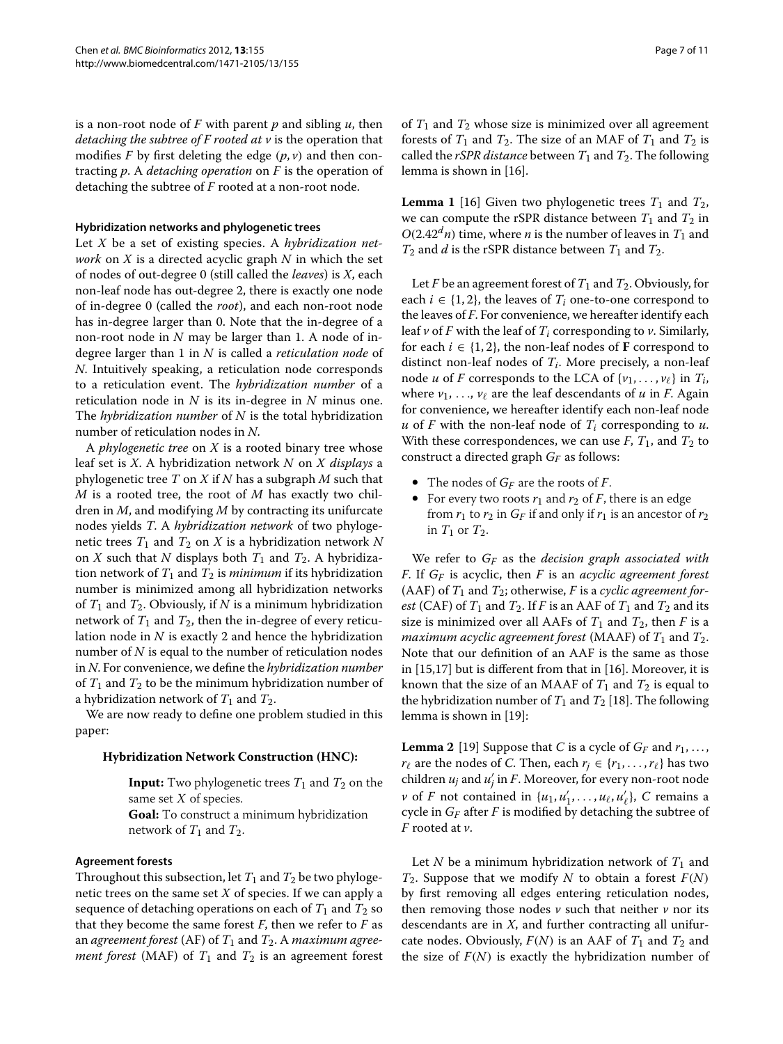is a non-root node of $F$ with parent $p$ and sibling $u$, then *detaching the subtree of $F$ rooted at $v$* is the operation that modifies $F$ by first deleting the edge $(p, v)$ and then contracting $p$. A *detaching operation* on $F$ is the operation of detaching the subtree of $F$ rooted at a non-root node.

### Hybridization networks and phylogenetic trees

Let $X$ be a set of existing species. A *hybridization network* on $X$ is a directed acyclic graph $N$ in which the set of nodes of out-degree 0 (still called the *leaves*) is $X$, each non-leaf node has out-degree 2, there is exactly one node of in-degree 0 (called the *root*), and each non-root node has in-degree larger than 0. Note that the in-degree of a non-root node in $N$ may be larger than 1. A node of in-degree larger than 1 in $N$ is called a *reticulation node* of $N$. Intuitively speaking, a reticulation node corresponds to a reticulation event. The *hybridization number* of a reticulation node in $N$ is its in-degree in $N$ minus one. The *hybridization number* of $N$ is the total hybridization number of reticulation nodes in $N$.

A *phylogenetic tree* on $X$ is a rooted binary tree whose leaf set is $X$. A hybridization network $N$ on $X$ *displays* a phylogenetic tree $T$ on $X$ if $N$ has a subgraph $M$ such that $M$ is a rooted tree, the root of $M$ has exactly two children in $M$, and modifying $M$ by contracting its unifurcate nodes yields $T$. A *hybridization network* of two phylogenetic trees $T_1$ and $T_2$ on $X$ is a hybridization network $N$ on $X$ such that $N$ displays both $T_1$ and $T_2$. A hybridization network of $T_1$ and $T_2$ is *minimum* if its hybridization number is minimized among all hybridization networks of $T_1$ and $T_2$. Obviously, if $N$ is a minimum hybridization network of $T_1$ and $T_2$, then the in-degree of every reticulation node in $N$ is exactly 2 and hence the hybridization number of $N$ is equal to the number of reticulation nodes in $N$. For convenience, we define the *hybridization number* of $T_1$ and $T_2$ to be the minimum hybridization number of a hybridization network of $T_1$ and $T_2$.

We are now ready to define one problem studied in this paper:

**Hybridization Network Construction (HNC):**

> **Input:** Two phylogenetic trees $T_1$ and $T_2$ on the same set $X$ of species.
> **Goal:** To construct a minimum hybridization network of $T_1$ and $T_2$.

### Agreement forests

Throughout this subsection, let $T_1$ and $T_2$ be two phylogenetic trees on the same set $X$ of species. If we can apply a sequence of detaching operations on each of $T_1$ and $T_2$ so that they become the same forest $F$, then we refer to $F$ as an *agreement forest* (AF) of $T_1$ and $T_2$. A *maximum agreement forest* (MAF) of $T_1$ and $T_2$ is an agreement forest of $T_1$ and $T_2$ whose size is minimized over all agreement forests of $T_1$ and $T_2$. The size of an MAF of $T_1$ and $T_2$ is called the *rSPR distance* between $T_1$ and $T_2$. The following lemma is shown in [16].

**Lemma 1** [16] Given two phylogenetic trees $T_1$ and $T_2$, we can compute the rSPR distance between $T_1$ and $T_2$ in $O(2.42^d n)$ time, where $n$ is the number of leaves in $T_1$ and $T_2$ and $d$ is the rSPR distance between $T_1$ and $T_2$.

Let $F$ be an agreement forest of $T_1$ and $T_2$. Obviously, for each $i \in \{1, 2\}$, the leaves of $T_i$ one-to-one correspond to the leaves of $F$. For convenience, we hereafter identify each leaf $v$ of $F$ with the leaf of $T_i$ corresponding to $v$. Similarly, for each $i \in \{1, 2\}$, the non-leaf nodes of **F** correspond to distinct non-leaf nodes of $T_i$. More precisely, a non-leaf node $u$ of $F$ corresponds to the LCA of $\{v_1, \ldots, v_\ell\}$ in $T_i$, where $v_1, \ldots, v_\ell$ are the leaf descendants of $u$ in $F$. Again for convenience, we hereafter identify each non-leaf node $u$ of $F$ with the non-leaf node of $T_i$ corresponding to $u$. With these correspondences, we can use $F$, $T_1$, and $T_2$ to construct a directed graph $G_F$ as follows:

- The nodes of $G_F$ are the roots of $F$.
- For every two roots $r_1$ and $r_2$ of $F$, there is an edge from $r_1$ to $r_2$ in $G_F$ if and only if $r_1$ is an ancestor of $r_2$ in $T_1$ or $T_2$.

We refer to $G_F$ as the *decision graph associated with F*. If $G_F$ is acyclic, then $F$ is an *acyclic agreement forest* (AAF) of $T_1$ and $T_2$; otherwise, $F$ is a *cyclic agreement forest* (CAF) of $T_1$ and $T_2$. If $F$ is an AAF of $T_1$ and $T_2$ and its size is minimized over all AAFs of $T_1$ and $T_2$, then $F$ is a *maximum acyclic agreement forest* (MAAF) of $T_1$ and $T_2$. Note that our definition of an AAF is the same as those in [15,17] but is different from that in [16]. Moreover, it is known that the size of an MAAF of $T_1$ and $T_2$ is equal to the hybridization number of $T_1$ and $T_2$ [18]. The following lemma is shown in [19]:

**Lemma 2** [19] Suppose that $C$ is a cycle of $G_F$ and $r_1, \ldots, r_\ell$ are the nodes of $C$. Then, each $r_j \in \{r_1, \ldots, r_\ell\}$ has two children $u_j$ and $u'_j$ in $F$. Moreover, for every non-root node $v$ of $F$ not contained in $\{u_1, u'_1, \ldots, u_\ell, u'_\ell\}$, $C$ remains a cycle in $G_F$ after $F$ is modified by detaching the subtree of $F$ rooted at $v$.

Let $N$ be a minimum hybridization network of $T_1$ and $T_2$. Suppose that we modify $N$ to obtain a forest $F(N)$ by first removing all edges entering reticulation nodes, then removing those nodes $v$ such that neither $v$ nor its descendants are in $X$, and further contracting all unifurcate nodes. Obviously, $F(N)$ is an AAF of $T_1$ and $T_2$ and the size of $F(N)$ is exactly the hybridization number of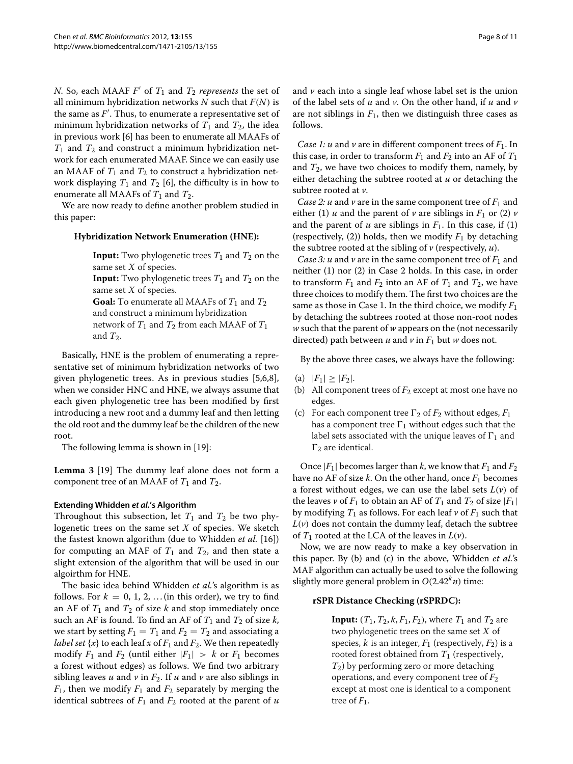$N$. So, each MAAF $F'$ of $T_1$ and $T_2$ *represents* the set of all minimum hybridization networks $N$ such that $F(N)$ is the same as $F'$. Thus, to enumerate a representative set of minimum hybridization networks of $T_1$ and $T_2$, the idea in previous work [6] has been to enumerate all MAAFs of $T_1$ and $T_2$ and construct a minimum hybridization network for each enumerated MAAF. Since we can easily use an MAAF of $T_1$ and $T_2$ to construct a hybridization network displaying $T_1$ and $T_2$ [6], the difficulty is in how to enumerate all MAAFs of $T_1$ and $T_2$.

We are now ready to define another problem studied in this paper:

**Hybridization Network Enumeration (HNE):**

> **Input:** Two phylogenetic trees $T_1$ and $T_2$ on the same set $X$ of species.
> **Input:** Two phylogenetic trees $T_1$ and $T_2$ on the same set $X$ of species.
> **Goal:** To enumerate all MAAFs of $T_1$ and $T_2$ and construct a minimum hybridization network of $T_1$ and $T_2$ from each MAAF of $T_1$ and $T_2$.

Basically, HNE is the problem of enumerating a representative set of minimum hybridization networks of two given phylogenetic trees. As in previous studies [5,6,8], when we consider HNC and HNE, we always assume that each given phylogenetic tree has been modified by first introducing a new root and a dummy leaf and then letting the old root and the dummy leaf be the children of the new root.

The following lemma is shown in [19]:

**Lemma 3** [19] The dummy leaf alone does not form a component tree of an MAAF of $T_1$ and $T_2$.

#### Extending Whidden *et al.*'s Algorithm

Throughout this subsection, let $T_1$ and $T_2$ be two phylogenetic trees on the same set $X$ of species. We sketch the fastest known algorithm (due to Whidden *et al.* [16]) for computing an MAF of $T_1$ and $T_2$, and then state a slight extension of the algorithm that will be used in our algorithm for HNE.

The basic idea behind Whidden *et al.*'s algorithm is as follows. For $k = 0, 1, 2, \ldots$ (in this order), we try to find an AF of $T_1$ and $T_2$ of size $k$ and stop immediately once such an AF is found. To find an AF of $T_1$ and $T_2$ of size $k$, we start by setting $F_1 = T_1$ and $F_2 = T_2$ and associating a *label set* $\{x\}$ to each leaf $x$ of $F_1$ and $F_2$. We then repeatedly modify $F_1$ and $F_2$ (until either $|F_1| > k$ or $F_1$ becomes a forest without edges) as follows. We find two arbitrary sibling leaves $u$ and $v$ in $F_2$. If $u$ and $v$ are also siblings in $F_1$, then we modify $F_1$ and $F_2$ separately by merging the identical subtrees of $F_1$ and $F_2$ rooted at the parent of $u$ and $v$ each into a single leaf whose label set is the union of the label sets of $u$ and $v$. On the other hand, if $u$ and $v$ are not siblings in $F_1$, then we distinguish three cases as follows.

*Case 1:* $u$ and $v$ are in different component trees of $F_1$. In this case, in order to transform $F_1$ and $F_2$ into an AF of $T_1$ and $T_2$, we have two choices to modify them, namely, by either detaching the subtree rooted at $u$ or detaching the subtree rooted at $v$.

*Case 2:* $u$ and $v$ are in the same component tree of $F_1$ and either (1) $u$ and the parent of $v$ are siblings in $F_1$ or (2) $v$ and the parent of $u$ are siblings in $F_1$. In this case, if (1) (respectively, (2)) holds, then we modify $F_1$ by detaching the subtree rooted at the sibling of $v$ (respectively, $u$).

*Case 3:* $u$ and $v$ are in the same component tree of $F_1$ and neither (1) nor (2) in Case 2 holds. In this case, in order to transform $F_1$ and $F_2$ into an AF of $T_1$ and $T_2$, we have three choices to modify them. The first two choices are the same as those in Case 1. In the third choice, we modify $F_1$ by detaching the subtrees rooted at those non-root nodes $w$ such that the parent of $w$ appears on the (not necessarily directed) path between $u$ and $v$ in $F_1$ but $w$ does not.

By the above three cases, we always have the following:

(a) $|F_1| \geq |F_2|$.
(b) All component trees of $F_2$ except at most one have no edges.
(c) For each component tree $\Gamma_2$ of $F_2$ without edges, $F_1$ has a component tree $\Gamma_1$ without edges such that the label sets associated with the unique leaves of $\Gamma_1$ and $\Gamma_2$ are identical.

Once $|F_1|$ becomes larger than $k$, we know that $F_1$ and $F_2$ have no AF of size $k$. On the other hand, once $F_1$ becomes a forest without edges, we can use the label sets $L(v)$ of the leaves $v$ of $F_1$ to obtain an AF of $T_1$ and $T_2$ of size $|F_1|$ by modifying $T_1$ as follows. For each leaf $v$ of $F_1$ such that $L(v)$ does not contain the dummy leaf, detach the subtree of $T_1$ rooted at the LCA of the leaves in $L(v)$.

Now, we are now ready to make a key observation in this paper. By (b) and (c) in the above, Whidden *et al.*'s MAF algorithm can actually be used to solve the following slightly more general problem in $O(2.42^k n)$ time:

**rSPR Distance Checking (rSPRDC):**

> **Input:** $(T_1, T_2, k, F_1, F_2)$, where $T_1$ and $T_2$ are two phylogenetic trees on the same set $X$ of species, $k$ is an integer, $F_1$ (respectively, $F_2$) is a rooted forest obtained from $T_1$ (respectively, $T_2$) by performing zero or more detaching operations, and every component tree of $F_2$ except at most one is identical to a component tree of $F_1$.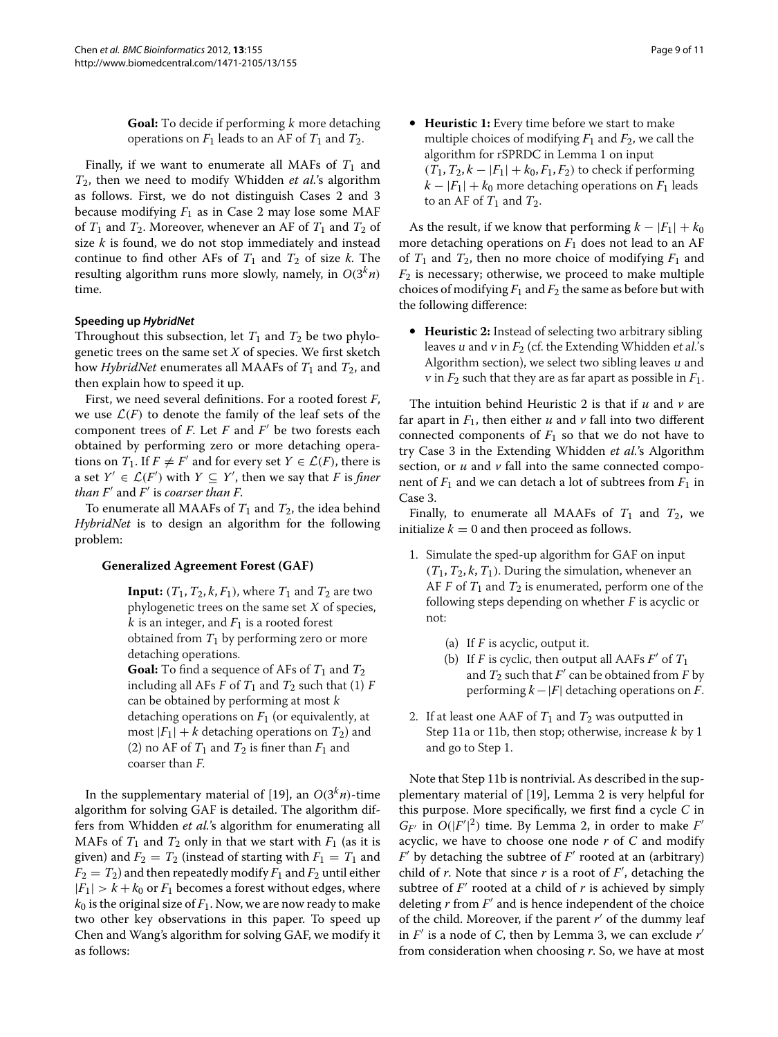**Goal:** To decide if performing $k$ more detaching operations on $F_1$ leads to an AF of $T_1$ and $T_2$.

Finally, if we want to enumerate all MAFs of $T_1$ and $T_2$, then we need to modify Whidden *et al.*'s algorithm as follows. First, we do not distinguish Cases 2 and 3 because modifying $F_1$ as in Case 2 may lose some MAF of $T_1$ and $T_2$. Moreover, whenever an AF of $T_1$ and $T_2$ of size $k$ is found, we do not stop immediately and instead continue to find other AFs of $T_1$ and $T_2$ of size $k$. The resulting algorithm runs more slowly, namely, in $O(3^k n)$ time.

### Speeding up *HybridNet*

Throughout this subsection, let $T_1$ and $T_2$ be two phylogenetic trees on the same set $X$ of species. We first sketch how *HybridNet* enumerates all MAAFs of $T_1$ and $T_2$, and then explain how to speed it up.

First, we need several definitions. For a rooted forest $F$, we use $\mathcal{L}(F)$ to denote the family of the leaf sets of the component trees of $F$. Let $F$ and $F'$ be two forests each obtained by performing zero or more detaching operations on $T_1$. If $F \neq F'$ and for every set $Y \in \mathcal{L}(F)$, there is a set $Y' \in \mathcal{L}(F')$ with $Y \subseteq Y'$, then we say that $F$ is *finer than* $F'$ and $F'$ is *coarser than* $F$.

To enumerate all MAAFs of $T_1$ and $T_2$, the idea behind *HybridNet* is to design an algorithm for the following problem:

**Generalized Agreement Forest (GAF)**

**Input:** $(T_1, T_2, k, F_1)$, where $T_1$ and $T_2$ are two phylogenetic trees on the same set $X$ of species, $k$ is an integer, and $F_1$ is a rooted forest obtained from $T_1$ by performing zero or more detaching operations.

**Goal:** To find a sequence of AFs of $T_1$ and $T_2$ including all AFs $F$ of $T_1$ and $T_2$ such that (1) $F$ can be obtained by performing at most $k$ detaching operations on $F_1$ (or equivalently, at most $|F_1| + k$ detaching operations on $T_2$) and (2) no AF of $T_1$ and $T_2$ is finer than $F_1$ and coarser than $F$.

In the supplementary material of [19], an $O(3^k n)$-time algorithm for solving GAF is detailed. The algorithm differs from Whidden *et al.*'s algorithm for enumerating all MAFs of $T_1$ and $T_2$ only in that we start with $F_1$ (as it is given) and $F_2 = T_2$ (instead of starting with $F_1 = T_1$ and $F_2 = T_2$) and then repeatedly modify $F_1$ and $F_2$ until either $|F_1| > k + k_0$ or $F_1$ becomes a forest without edges, where $k_0$ is the original size of $F_1$. Now, we are now ready to make two other key observations in this paper. To speed up Chen and Wang's algorithm for solving GAF, we modify it as follows:

- **Heuristic 1:** Every time before we start to make multiple choices of modifying $F_1$ and $F_2$, we call the algorithm for rSPRDC in Lemma 1 on input $(T_1, T_2, k - |F_1| + k_0, F_1, F_2)$ to check if performing $k - |F_1| + k_0$ more detaching operations on $F_1$ leads to an AF of $T_1$ and $T_2$.

As the result, if we know that performing $k - |F_1| + k_0$ more detaching operations on $F_1$ does not lead to an AF of $T_1$ and $T_2$, then no more choice of modifying $F_1$ and $F_2$ is necessary; otherwise, we proceed to make multiple choices of modifying $F_1$ and $F_2$ the same as before but with the following difference:

- **Heuristic 2:** Instead of selecting two arbitrary sibling leaves $u$ and $v$ in $F_2$ (cf. the Extending Whidden *et al.*'s Algorithm section), we select two sibling leaves $u$ and $v$ in $F_2$ such that they are as far apart as possible in $F_1$.

The intuition behind Heuristic 2 is that if $u$ and $v$ are far apart in $F_1$, then either $u$ and $v$ fall into two different connected components of $F_1$ so that we do not have to try Case 3 in the Extending Whidden *et al.*'s Algorithm section, or $u$ and $v$ fall into the same connected component of $F_1$ and we can detach a lot of subtrees from $F_1$ in Case 3.

Finally, to enumerate all MAAFs of $T_1$ and $T_2$, we initialize $k = 0$ and then proceed as follows.

1. Simulate the sped-up algorithm for GAF on input $(T_1, T_2, k, T_1)$. During the simulation, whenever an AF $F$ of $T_1$ and $T_2$ is enumerated, perform one of the following steps depending on whether $F$ is acyclic or not:
   (a) If $F$ is acyclic, output it.
   (b) If $F$ is cyclic, then output all AAFs $F'$ of $T_1$ and $T_2$ such that $F'$ can be obtained from $F$ by performing $k - |F|$ detaching operations on $F$.
2. If at least one AAF of $T_1$ and $T_2$ was outputted in Step 11a or 11b, then stop; otherwise, increase $k$ by 1 and go to Step 1.

Note that Step 11b is nontrivial. As described in the supplementary material of [19], Lemma 2 is very helpful for this purpose. More specifically, we first find a cycle $C$ in $G_{F'}$ in $O(|F'|^2)$ time. By Lemma 2, in order to make $F'$ acyclic, we have to choose one node $r$ of $C$ and modify $F'$ by detaching the subtree of $F'$ rooted at an (arbitrary) child of $r$. Note that since $r$ is a root of $F'$, detaching the subtree of $F'$ rooted at a child of $r$ is achieved by simply deleting $r$ from $F'$ and is hence independent of the choice of the child. Moreover, if the parent $r'$ of the dummy leaf in $F'$ is a node of $C$, then by Lemma 3, we can exclude $r'$ from consideration when choosing $r$. So, we have at most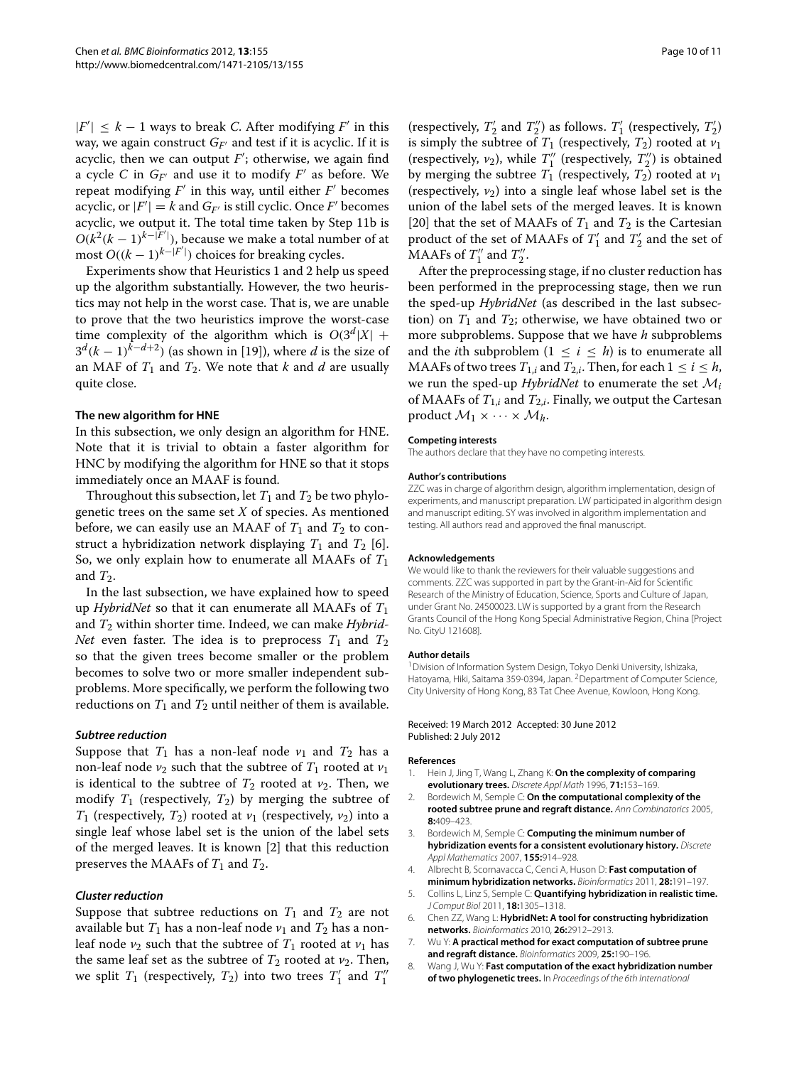$|F'| \leq k-1$ ways to break $C$. After modifying $F'$ in this way, we again construct $G_{F'}$ and test if it is acyclic. If it is acyclic, then we can output $F'$; otherwise, we again find a cycle $C$ in $G_{F'}$ and use it to modify $F'$ as before. We repeat modifying $F'$ in this way, until either $F'$ becomes acyclic, or $|F'| = k$ and $G_{F'}$ is still cyclic. Once $F'$ becomes acyclic, we output it. The total time taken by Step 11b is $O(k^2(k-1)^{k-|F'|})$, because we make a total number of at most $O((k-1)^{k-|F'|})$ choices for breaking cycles.

Experiments show that Heuristics 1 and 2 help us speed up the algorithm substantially. However, the two heuristics may not help in the worst case. That is, we are unable to prove that the two heuristics improve the worst-case time complexity of the algorithm which is $O(3^d|X| + 3^d(k-1)^{k-d+2})$ (as shown in [19]), where $d$ is the size of an MAF of $T_1$ and $T_2$. We note that $k$ and $d$ are usually quite close.

### The new algorithm for HNE

In this subsection, we only design an algorithm for HNE. Note that it is trivial to obtain a faster algorithm for HNC by modifying the algorithm for HNE so that it stops immediately once an MAAF is found.

Throughout this subsection, let $T_1$ and $T_2$ be two phylogenetic trees on the same set $X$ of species. As mentioned before, we can easily use an MAAF of $T_1$ and $T_2$ to construct a hybridization network displaying $T_1$ and $T_2$ [6]. So, we only explain how to enumerate all MAAFs of $T_1$ and $T_2$.

In the last subsection, we have explained how to speed up *HybridNet* so that it can enumerate all MAAFs of $T_1$ and $T_2$ within shorter time. Indeed, we can make *HybridNet* even faster. The idea is to preprocess $T_1$ and $T_2$ so that the given trees become smaller or the problem becomes to solve two or more smaller independent subproblems. More specifically, we perform the following two reductions on $T_1$ and $T_2$ until neither of them is available.

#### *Subtree reduction*

Suppose that $T_1$ has a non-leaf node $v_1$ and $T_2$ has a non-leaf node $v_2$ such that the subtree of $T_1$ rooted at $v_1$ is identical to the subtree of $T_2$ rooted at $v_2$. Then, we modify $T_1$ (respectively, $T_2$) by merging the subtree of $T_1$ (respectively, $T_2$) rooted at $v_1$ (respectively, $v_2$) into a single leaf whose label set is the union of the label sets of the merged leaves. It is known [2] that this reduction preserves the MAAFs of $T_1$ and $T_2$.

#### *Cluster reduction*

Suppose that subtree reductions on $T_1$ and $T_2$ are not available but $T_1$ has a non-leaf node $v_1$ and $T_2$ has a non-leaf node $v_2$ such that the subtree of $T_1$ rooted at $v_1$ has the same leaf set as the subtree of $T_2$ rooted at $v_2$. Then, we split $T_1$ (respectively, $T_2$) into two trees $T_1'$ and $T_1''$ (respectively, $T_2'$ and $T_2''$) as follows. $T_1'$ (respectively, $T_2'$) is simply the subtree of $T_1$ (respectively, $T_2$) rooted at $v_1$ (respectively, $v_2$), while $T_1''$ (respectively, $T_2''$) is obtained by merging the subtree $T_1$ (respectively, $T_2$) rooted at $v_1$ (respectively, $v_2$) into a single leaf whose label set is the union of the label sets of the merged leaves. It is known [20] that the set of MAAFs of $T_1$ and $T_2$ is the Cartesian product of the set of MAAFs of $T_1'$ and $T_2'$ and the set of MAAFs of $T_1''$ and $T_2''$.

After the preprocessing stage, if no cluster reduction has been performed in the preprocessing stage, then we run the sped-up *HybridNet* (as described in the last subsection) on $T_1$ and $T_2$; otherwise, we have obtained two or more subproblems. Suppose that we have $h$ subproblems and the $i$th subproblem ($1 \leq i \leq h$) is to enumerate all MAAFs of two trees $T_{1,i}$ and $T_{2,i}$. Then, for each $1 \leq i \leq h$, we run the sped-up *HybridNet* to enumerate the set $\mathcal{M}_i$ of MAAFs of $T_{1,i}$ and $T_{2,i}$. Finally, we output the Cartesan product $\mathcal{M}_1 \times \cdots \times \mathcal{M}_h$.

#### Competing interests

The authors declare that they have no competing interests.

#### Author's contributions

ZZC was in charge of algorithm design, algorithm implementation, design of experiments, and manuscript preparation. LW participated in algorithm design and manuscript editing. SY was involved in algorithm implementation and testing. All authors read and approved the final manuscript.

#### Acknowledgements

We would like to thank the reviewers for their valuable suggestions and comments. ZZC was supported in part by the Grant-in-Aid for Scientific Research of the Ministry of Education, Science, Sports and Culture of Japan, under Grant No. 24500023. LW is supported by a grant from the Research Grants Council of the Hong Kong Special Administrative Region, China [Project No. CityU 121608].

#### Author details

[1]Division of Information System Design, Tokyo Denki University, Ishizaka, Hatoyama, Hiki, Saitama 359-0394, Japan. [2]Department of Computer Science, City University of Hong Kong, 83 Tat Chee Avenue, Kowloon, Hong Kong.

Received: 19 March 2012 Accepted: 30 June 2012
Published: 2 July 2012

#### References

1. Hein J, Jing T, Wang L, Zhang K: **On the complexity of comparing evolutionary trees.** *Discrete Appl Math* 1996, **71:**153–169.
2. Bordewich M, Semple C: **On the computational complexity of the rooted subtree prune and regraft distance.** *Ann Combinatorics* 2005, **8:**409–423.
3. Bordewich M, Semple C: **Computing the minimum number of hybridization events for a consistent evolutionary history.** *Discrete Appl Mathematics* 2007, **155:**914–928.
4. Albrecht B, Scornavacca C, Cenci A, Huson D: **Fast computation of minimum hybridization networks.** *Bioinformatics* 2011, **28:**191–197.
5. Collins L, Linz S, Semple C: **Quantifying hybridization in realistic time.** *J Comput Biol* 2011, **18:**1305–1318.
6. Chen ZZ, Wang L: **HybridNet: A tool for constructing hybridization networks.** *Bioinformatics* 2010, **26:**2912–2913.
7. Wu Y: **A practical method for exact computation of subtree prune and regraft distance.** *Bioinformatics* 2009, **25:**190–196.
8. Wang J, Wu Y: **Fast computation of the exact hybridization number of two phylogenetic trees.** In *Proceedings of the 6th International*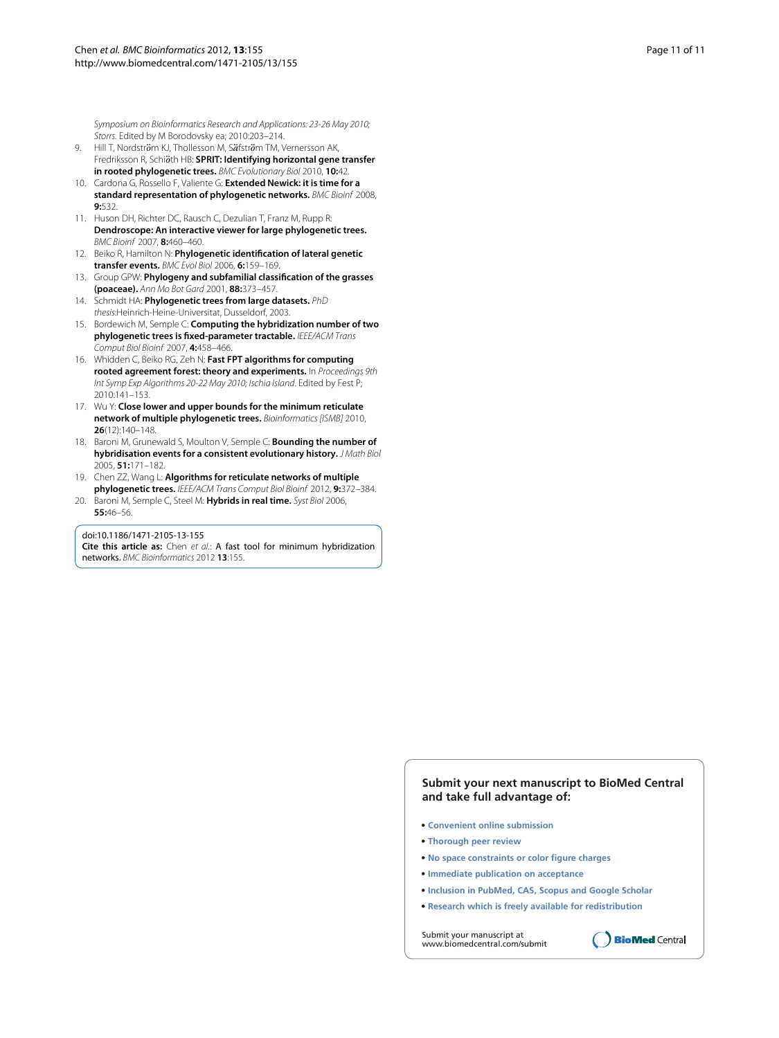Symposium on Bioinformatics Research and Applications: 23-26 May 2010; Storrs*. Edited by M Borodovsky ea; 2010:203–214.

9. Hill T, Nordström KJ, Thollesson M, Säfström TM, Vernersson AK, Fredriksson R, Schiöth HB: **SPRIT: Identifying horizontal gene transfer in rooted phylogenetic trees.** *BMC Evolutionary Biol* 2010, **10:**42.
10. Cardona G, Rossello F, Valiente G: **Extended Newick: it is time for a standard representation of phylogenetic networks.** *BMC Bioinf* 2008, **9:**532.
11. Huson DH, Richter DC, Rausch C, Dezulian T, Franz M, Rupp R: **Dendroscope: An interactive viewer for large phylogenetic trees.** *BMC Bioinf* 2007, **8:**460–460.
12. Beiko R, Hamilton N: **Phylogenetic identification of lateral genetic transfer events.** *BMC Evol Biol* 2006, **6:**159–169.
13. Group GPW: **Phylogeny and subfamilial classification of the grasses (poaceae).** *Ann Mo Bot Gard* 2001, **88:**373–457.
14. Schmidt HA: **Phylogenetic trees from large datasets.** *PhD thesis*:Heinrich-Heine-Universitat, Dusseldorf, 2003.
15. Bordewich M, Semple C: **Computing the hybridization number of two phylogenetic trees is fixed-parameter tractable.** *IEEE/ACM Trans Comput Biol Bioinf* 2007, **4:**458–466.
16. Whidden C, Beiko RG, Zeh N: **Fast FPT algorithms for computing rooted agreement forest: theory and experiments.** In *Proceedings 9th Int Symp Exp Algorithms 20-22 May 2010; Ischia Island*. Edited by Fest P; 2010:141–153.
17. Wu Y: **Close lower and upper bounds for the minimum reticulate network of multiple phylogenetic trees.** *Bioinformatics [ISMB]* 2010, **26**(12):140–148.
18. Baroni M, Grunewald S, Moulton V, Semple C: **Bounding the number of hybridisation events for a consistent evolutionary history.** *J Math Biol* 2005, **51:**171–182.
19. Chen ZZ, Wang L: **Algorithms for reticulate networks of multiple phylogenetic trees.** *IEEE/ACM Trans Comput Biol Bioinf* 2012, **9:**372–384.
20. Baroni M, Semple C, Steel M: **Hybrids in real time.** *Syst Biol* 2006, **55:**46–56.

doi:10.1186/1471-2105-13-155
**Cite this article as:** Chen *et al.*: A fast tool for minimum hybridization networks. *BMC Bioinformatics* 2012 **13**:155.

**Submit your next manuscript to BioMed Central and take full advantage of:**

- **Convenient online submission**
- **Thorough peer review**
- **No space constraints or color figure charges**
- **Immediate publication on acceptance**
- **Inclusion in PubMed, CAS, Scopus and Google Scholar**
- **Research which is freely available for redistribution**

Submit your manuscript at
www.biomedcentral.com/submit

BioMed Central